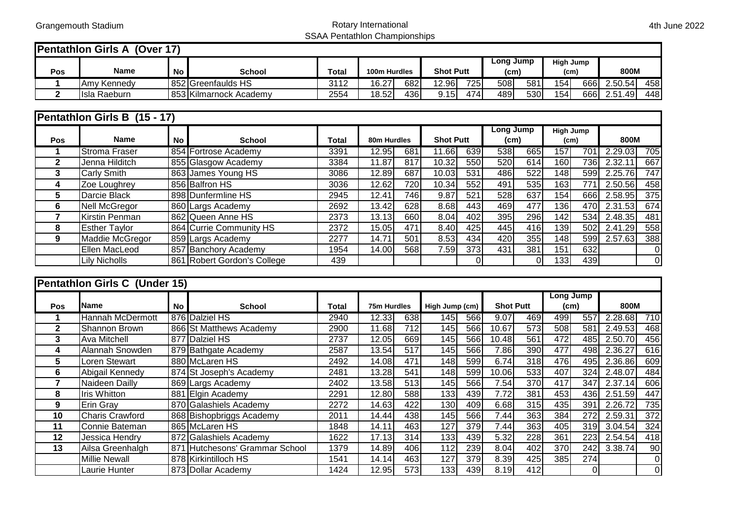Grangemouth Stadium

# Rotary International
## SSAA Pentathlon Championships

4th June 2022

### Pentathlon Girls A (Over 17)

| Pos | Name | No | School | Total | 100m Hurdles | | Shot Putt | | Long Jump (cm) | | High Jump (cm) | | 800M | |
|---|---|---|---|---|---|---|---|---|---|---|---|---|---|---|
| 1 | Amy Kennedy | 852 | Greenfaulds HS | 3112 | 16.27 | 682 | 12.96 | 725 | 508 | 581 | 154 | 666 | 2.50.54 | 458 |
| 2 | Isla Raeburn | 853 | Kilmarnock Academy | 2554 | 18.52 | 436 | 9.15 | 474 | 489 | 530 | 154 | 666 | 2.51.49 | 448 |

### Pentathlon Girls B (15 - 17)

| Pos | Name | No | School | Total | 80m Hurdles | | Shot Putt | | Long Jump (cm) | | High Jump (cm) | | 800M | |
|---|---|---|---|---|---|---|---|---|---|---|---|---|---|---|
| 1 | Stroma Fraser | 854 | Fortrose Academy | 3391 | 12.95 | 681 | 11.66 | 639 | 538 | 665 | 157 | 701 | 2.29.03 | 705 |
| 2 | Jenna Hilditch | 855 | Glasgow Academy | 3384 | 11.87 | 817 | 10.32 | 550 | 520 | 614 | 160 | 736 | 2.32.11 | 667 |
| 3 | Carly Smith | 863 | James Young HS | 3086 | 12.89 | 687 | 10.03 | 531 | 486 | 522 | 148 | 599 | 2.25.76 | 747 |
| 4 | Zoe Loughrey | 856 | Balfron HS | 3036 | 12.62 | 720 | 10.34 | 552 | 491 | 535 | 163 | 771 | 2.50.56 | 458 |
| 5 | Darcie Black | 898 | Dunfermline HS | 2945 | 12.41 | 746 | 9.87 | 521 | 528 | 637 | 154 | 666 | 2.58.95 | 375 |
| 6 | Nell McGregor | 860 | Largs Academy | 2692 | 13.42 | 628 | 8.68 | 443 | 469 | 477 | 136 | 470 | 2.31.53 | 674 |
| 7 | Kirstin Penman | 862 | Queen Anne HS | 2373 | 13.13 | 660 | 8.04 | 402 | 395 | 296 | 142 | 534 | 2.48.35 | 481 |
| 8 | Esther Taylor | 864 | Currie Community HS | 2372 | 15.05 | 471 | 8.40 | 425 | 445 | 416 | 139 | 502 | 2.41.29 | 558 |
| 9 | Maddie McGregor | 859 | Largs Academy | 2277 | 14.71 | 501 | 8.53 | 434 | 420 | 355 | 148 | 599 | 2.57.63 | 388 |
| | Ellen MacLeod | 857 | Banchory Academy | 1954 | 14.00 | 568 | 7.59 | 373 | 431 | 381 | 151 | 632 | | 0 |
| | Lily Nicholls | 861 | Robert Gordon's College | 439 | | | | 0 | | 0 | 133 | 439 | | 0 |

### Pentathlon Girls C (Under 15)

| Pos | Name | No | School | Total | 75m Hurdles | | High Jump (cm) | | Shot Putt | | Long Jump (cm) | | 800M | |
|---|---|---|---|---|---|---|---|---|---|---|---|---|---|---|
| 1 | Hannah McDermott | 876 | Dalziel HS | 2940 | 12.33 | 638 | 145 | 566 | 9.07 | 469 | 499 | 557 | 2.28.68 | 710 |
| 2 | Shannon Brown | 866 | St Matthews Academy | 2900 | 11.68 | 712 | 145 | 566 | 10.67 | 573 | 508 | 581 | 2.49.53 | 468 |
| 3 | Ava Mitchell | 877 | Dalziel HS | 2737 | 12.05 | 669 | 145 | 566 | 10.48 | 561 | 472 | 485 | 2.50.70 | 456 |
| 4 | Alannah Snowden | 879 | Bathgate Academy | 2587 | 13.54 | 517 | 145 | 566 | 7.86 | 390 | 477 | 498 | 2.36.27 | 616 |
| 5 | Loren Stewart | 880 | McLaren HS | 2492 | 14.08 | 471 | 148 | 599 | 6.74 | 318 | 476 | 495 | 2.36.86 | 609 |
| 6 | Abigail Kennedy | 874 | St Joseph's Academy | 2481 | 13.28 | 541 | 148 | 599 | 10.06 | 533 | 407 | 324 | 2.48.07 | 484 |
| 7 | Naideen Dailly | 869 | Largs Academy | 2402 | 13.58 | 513 | 145 | 566 | 7.54 | 370 | 417 | 347 | 2.37.14 | 606 |
| 8 | Iris Whitton | 881 | Elgin Academy | 2291 | 12.80 | 588 | 133 | 439 | 7.72 | 381 | 453 | 436 | 2.51.59 | 447 |
| 9 | Erin Gray | 870 | Galashiels Academy | 2272 | 14.63 | 422 | 130 | 409 | 6.68 | 315 | 435 | 391 | 2.26.72 | 735 |
| 10 | Charis Crawford | 868 | Bishopbriggs Academy | 2011 | 14.44 | 438 | 145 | 566 | 7.44 | 363 | 384 | 272 | 2.59.31 | 372 |
| 11 | Connie Bateman | 865 | McLaren HS | 1848 | 14.11 | 463 | 127 | 379 | 7.44 | 363 | 405 | 319 | 3.04.54 | 324 |
| 12 | Jessica Hendry | 872 | Galashiels Academy | 1622 | 17.13 | 314 | 133 | 439 | 5.32 | 228 | 361 | 223 | 2.54.54 | 418 |
| 13 | Ailsa Greenhalgh | 871 | Hutchesons' Grammar School | 1379 | 14.89 | 406 | 112 | 239 | 8.04 | 402 | 370 | 242 | 3.38.74 | 90 |
| | Millie Newall | 878 | Kirkintilloch HS | 1541 | 14.14 | 463 | 127 | 379 | 8.39 | 425 | 385 | 274 | | 0 |
| | Laurie Hunter | 873 | Dollar Academy | 1424 | 12.95 | 573 | 133 | 439 | 8.19 | 412 | | 0 | | 0 |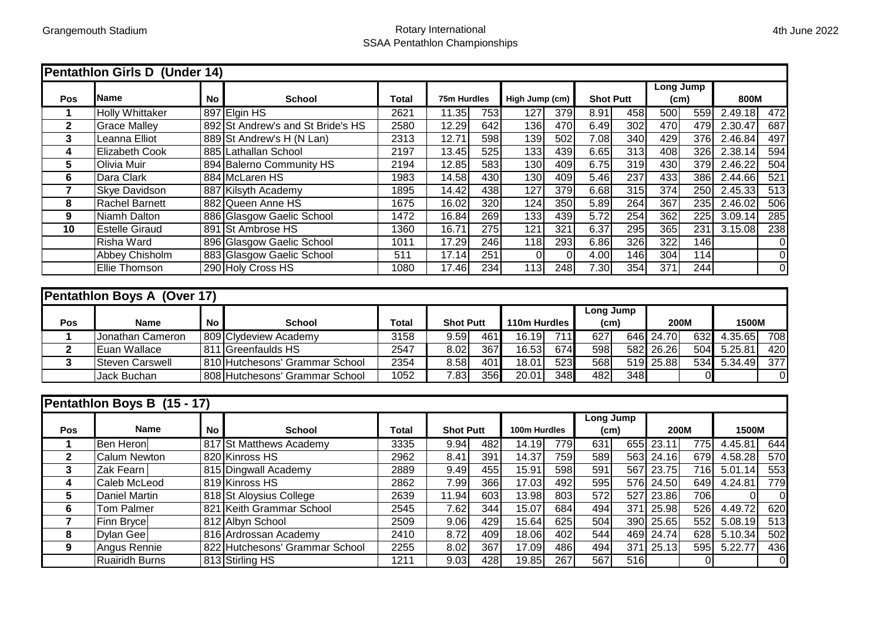Grangemouth Stadium

# Rotary International
# SSAA Pentathlon Championships

4th June 2022

## Pentathlon Girls D (Under 14)

| Pos | Name | No | School | Total | 75m Hurdles | | High Jump (cm) | | Shot Putt | | Long Jump (cm) | | 800M | |
|---|---|---|---|---|---|---|---|---|---|---|---|---|---|---|
| 1 | Holly Whittaker | 897 | Elgin HS | 2621 | 11.35 | 753 | 127 | 379 | 8.91 | 458 | 500 | 559 | 2.49.18 | 472 |
| 2 | Grace Malley | 892 | St Andrew's and St Bride's HS | 2580 | 12.29 | 642 | 136 | 470 | 6.49 | 302 | 470 | 479 | 2.30.47 | 687 |
| 3 | Leanna Elliot | 889 | St Andrew's H (N Lan) | 2313 | 12.71 | 598 | 139 | 502 | 7.08 | 340 | 429 | 376 | 2.46.84 | 497 |
| 4 | Elizabeth Cook | 885 | Lathallan School | 2197 | 13.45 | 525 | 133 | 439 | 6.65 | 313 | 408 | 326 | 2.38.14 | 594 |
| 5 | Olivia Muir | 894 | Balerno Community HS | 2194 | 12.85 | 583 | 130 | 409 | 6.75 | 319 | 430 | 379 | 2.46.22 | 504 |
| 6 | Dara Clark | 884 | McLaren HS | 1983 | 14.58 | 430 | 130 | 409 | 5.46 | 237 | 433 | 386 | 2.44.66 | 521 |
| 7 | Skye Davidson | 887 | Kilsyth Academy | 1895 | 14.42 | 438 | 127 | 379 | 6.68 | 315 | 374 | 250 | 2.45.33 | 513 |
| 8 | Rachel Barnett | 882 | Queen Anne HS | 1675 | 16.02 | 320 | 124 | 350 | 5.89 | 264 | 367 | 235 | 2.46.02 | 506 |
| 9 | Niamh Dalton | 886 | Glasgow Gaelic School | 1472 | 16.84 | 269 | 133 | 439 | 5.72 | 254 | 362 | 225 | 3.09.14 | 285 |
| 10 | Estelle Giraud | 891 | St Ambrose HS | 1360 | 16.71 | 275 | 121 | 321 | 6.37 | 295 | 365 | 231 | 3.15.08 | 238 |
| | Risha Ward | 896 | Glasgow Gaelic School | 1011 | 17.29 | 246 | 118 | 293 | 6.86 | 326 | 322 | 146 | | 0 |
| | Abbey Chisholm | 883 | Glasgow Gaelic School | 511 | 17.14 | 251 | 0 | 0 | 4.00 | 146 | 304 | 114 | | 0 |
| | Ellie Thomson | 290 | Holy Cross HS | 1080 | 17.46 | 234 | 113 | 248 | 7.30 | 354 | 371 | 244 | | 0 |

## Pentathlon Boys A (Over 17)

| Pos | Name | No | School | Total | Shot Putt | | 110m Hurdles | | Long Jump (cm) | | 200M | | 1500M | |
|---|---|---|---|---|---|---|---|---|---|---|---|---|---|---|
| 1 | Jonathan Cameron | 809 | Clydeview Academy | 3158 | 9.59 | 461 | 16.19 | 711 | 627 | 646 | 24.70 | 632 | 4.35.65 | 708 |
| 2 | Euan Wallace | 811 | Greenfaulds HS | 2547 | 8.02 | 367 | 16.53 | 674 | 598 | 582 | 26.26 | 504 | 5.25.81 | 420 |
| 3 | Steven Carswell | 810 | Hutchesons' Grammar School | 2354 | 8.58 | 401 | 18.01 | 523 | 568 | 519 | 25.88 | 534 | 5.34.49 | 377 |
| | Jack Buchan | 808 | Hutchesons' Grammar School | 1052 | 7.83 | 356 | 20.01 | 348 | 482 | 348 | | 0 | | 0 |

## Pentathlon Boys B (15 - 17)

| Pos | Name | No | School | Total | Shot Putt | | 100m Hurdles | | Long Jump (cm) | | 200M | | 1500M | |
|---|---|---|---|---|---|---|---|---|---|---|---|---|---|---|
| 1 | Ben Heron | 817 | St Matthews Academy | 3335 | 9.94 | 482 | 14.19 | 779 | 631 | 655 | 23.11 | 775 | 4.45.81 | 644 |
| 2 | Calum Newton | 820 | Kinross HS | 2962 | 8.41 | 391 | 14.37 | 759 | 589 | 563 | 24.16 | 679 | 4.58.28 | 570 |
| 3 | Zak Fearn | 815 | Dingwall Academy | 2889 | 9.49 | 455 | 15.91 | 598 | 591 | 567 | 23.75 | 716 | 5.01.14 | 553 |
| 4 | Caleb McLeod | 819 | Kinross HS | 2862 | 7.99 | 366 | 17.03 | 492 | 595 | 576 | 24.50 | 649 | 4.24.81 | 779 |
| 5 | Daniel Martin | 818 | St Aloysius College | 2639 | 11.94 | 603 | 13.98 | 803 | 572 | 527 | 23.86 | 706 | 0 | 0 |
| 6 | Tom Palmer | 821 | Keith Grammar School | 2545 | 7.62 | 344 | 15.07 | 684 | 494 | 371 | 25.98 | 526 | 4.49.72 | 620 |
| 7 | Finn Bryce | 812 | Albyn School | 2509 | 9.06 | 429 | 15.64 | 625 | 504 | 390 | 25.65 | 552 | 5.08.19 | 513 |
| 8 | Dylan Gee | 816 | Ardrossan Academy | 2410 | 8.72 | 409 | 18.06 | 402 | 544 | 469 | 24.74 | 628 | 5.10.34 | 502 |
| 9 | Angus Rennie | 822 | Hutchesons' Grammar School | 2255 | 8.02 | 367 | 17.09 | 486 | 494 | 371 | 25.13 | 595 | 5.22.77 | 436 |
| | Ruairidh Burns | 813 | Stirling HS | 1211 | 9.03 | 428 | 19.85 | 267 | 567 | 516 | | 0 | | 0 |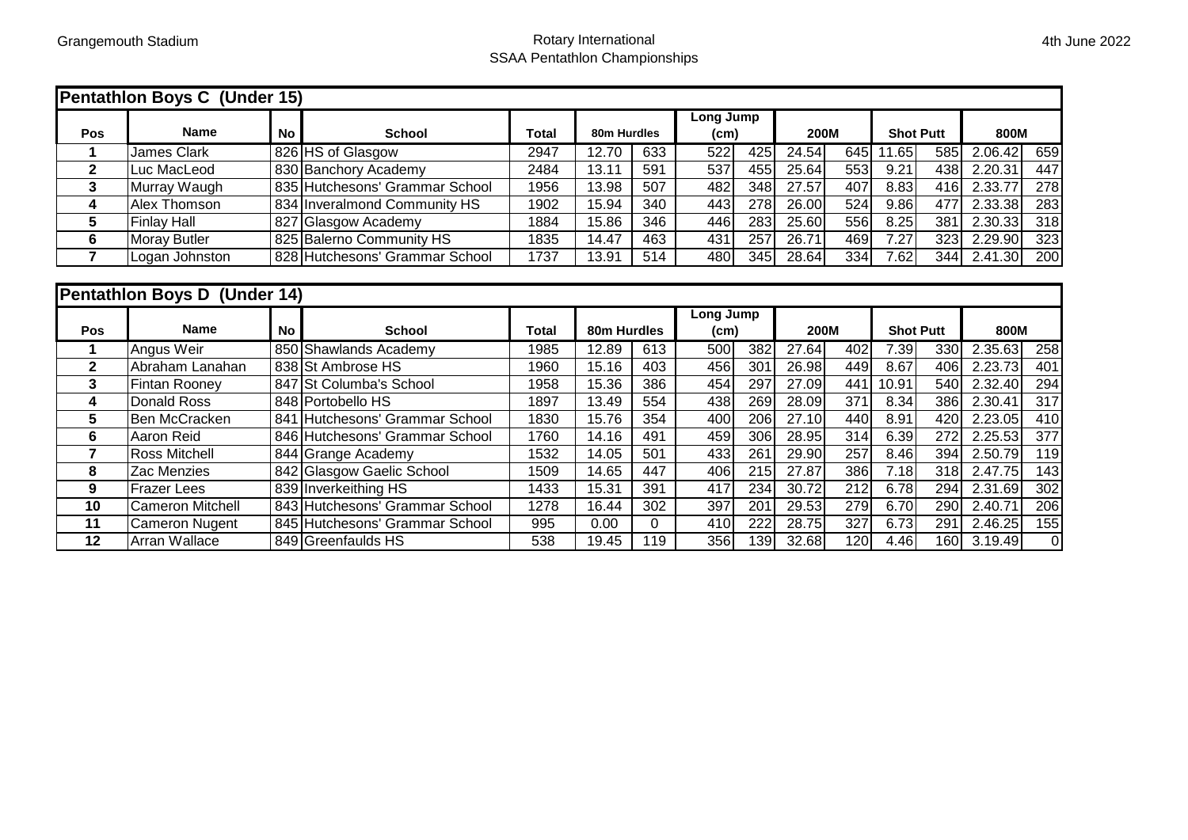Grangemouth Stadium

Rotary International
SSAA Pentathlon Championships

4th June 2022

## Pentathlon Boys C (Under 15)

| Pos | Name | No | School | Total | 80m Hurdles | | Long Jump (cm) | | 200M | | Shot Putt | | 800M | |
|---|---|---|---|---|---|---|---|---|---|---|---|---|---|---|
| 1 | James Clark | 826 | HS of Glasgow | 2947 | 12.70 | 633 | 522 | 425 | 24.54 | 645 | 11.65 | 585 | 2.06.42 | 659 |
| 2 | Luc MacLeod | 830 | Banchory Academy | 2484 | 13.11 | 591 | 537 | 455 | 25.64 | 553 | 9.21 | 438 | 2.20.31 | 447 |
| 3 | Murray Waugh | 835 | Hutchesons' Grammar School | 1956 | 13.98 | 507 | 482 | 348 | 27.57 | 407 | 8.83 | 416 | 2.33.77 | 278 |
| 4 | Alex Thomson | 834 | Inveralmond Community HS | 1902 | 15.94 | 340 | 443 | 278 | 26.00 | 524 | 9.86 | 477 | 2.33.38 | 283 |
| 5 | Finlay Hall | 827 | Glasgow Academy | 1884 | 15.86 | 346 | 446 | 283 | 25.60 | 556 | 8.25 | 381 | 2.30.33 | 318 |
| 6 | Moray Butler | 825 | Balerno Community HS | 1835 | 14.47 | 463 | 431 | 257 | 26.71 | 469 | 7.27 | 323 | 2.29.90 | 323 |
| 7 | Logan Johnston | 828 | Hutchesons' Grammar School | 1737 | 13.91 | 514 | 480 | 345 | 28.64 | 334 | 7.62 | 344 | 2.41.30 | 200 |

## Pentathlon Boys D (Under 14)

| Pos | Name | No | School | Total | 80m Hurdles | | Long Jump (cm) | | 200M | | Shot Putt | | 800M | |
|---|---|---|---|---|---|---|---|---|---|---|---|---|---|---|
| 1 | Angus Weir | 850 | Shawlands Academy | 1985 | 12.89 | 613 | 500 | 382 | 27.64 | 402 | 7.39 | 330 | 2.35.63 | 258 |
| 2 | Abraham Lanahan | 838 | St Ambrose HS | 1960 | 15.16 | 403 | 456 | 301 | 26.98 | 449 | 8.67 | 406 | 2.23.73 | 401 |
| 3 | Fintan Rooney | 847 | St Columba's School | 1958 | 15.36 | 386 | 454 | 297 | 27.09 | 441 | 10.91 | 540 | 2.32.40 | 294 |
| 4 | Donald Ross | 848 | Portobello HS | 1897 | 13.49 | 554 | 438 | 269 | 28.09 | 371 | 8.34 | 386 | 2.30.41 | 317 |
| 5 | Ben McCracken | 841 | Hutchesons' Grammar School | 1830 | 15.76 | 354 | 400 | 206 | 27.10 | 440 | 8.91 | 420 | 2.23.05 | 410 |
| 6 | Aaron Reid | 846 | Hutchesons' Grammar School | 1760 | 14.16 | 491 | 459 | 306 | 28.95 | 314 | 6.39 | 272 | 2.25.53 | 377 |
| 7 | Ross Mitchell | 844 | Grange Academy | 1532 | 14.05 | 501 | 433 | 261 | 29.90 | 257 | 8.46 | 394 | 2.50.79 | 119 |
| 8 | Zac Menzies | 842 | Glasgow Gaelic School | 1509 | 14.65 | 447 | 406 | 215 | 27.87 | 386 | 7.18 | 318 | 2.47.75 | 143 |
| 9 | Frazer Lees | 839 | Inverkeithing HS | 1433 | 15.31 | 391 | 417 | 234 | 30.72 | 212 | 6.78 | 294 | 2.31.69 | 302 |
| 10 | Cameron Mitchell | 843 | Hutchesons' Grammar School | 1278 | 16.44 | 302 | 397 | 201 | 29.53 | 279 | 6.70 | 290 | 2.40.71 | 206 |
| 11 | Cameron Nugent | 845 | Hutchesons' Grammar School | 995 | 0.00 | 0 | 410 | 222 | 28.75 | 327 | 6.73 | 291 | 2.46.25 | 155 |
| 12 | Arran Wallace | 849 | Greenfaulds HS | 538 | 19.45 | 119 | 356 | 139 | 32.68 | 120 | 4.46 | 160 | 3.19.49 | 0 |